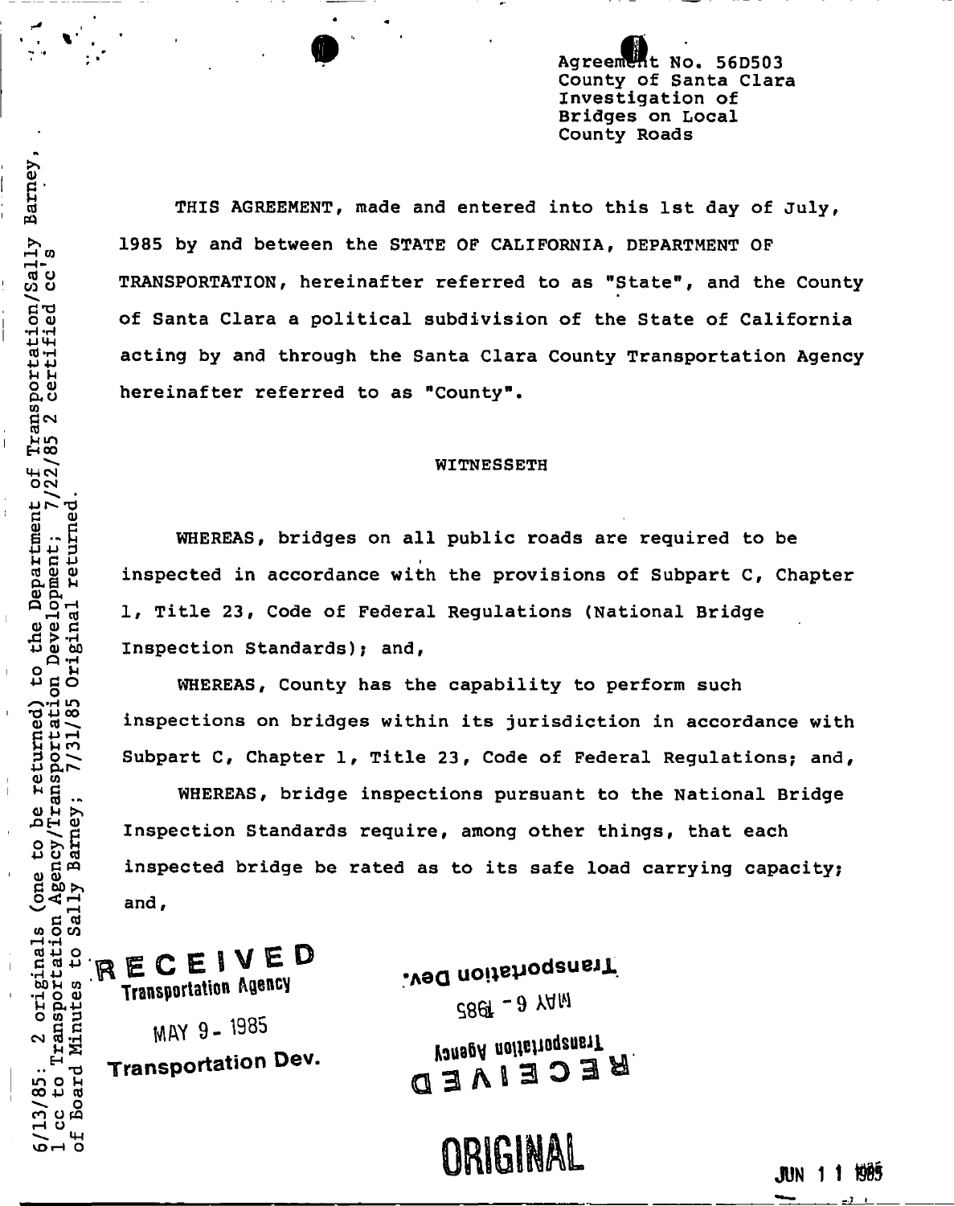Agreement No. 56D503
County of Santa Clara
Investigation of
Bridges on Local
County Roads

6/13/85: 2 originals (one to be returned) to the Department of Transportation/Sally Barney, 1 cc to Transportation Agency/Transportation Development; 7/22/85 2 certified cc's of Board Minutes to Sally Barney; 7/31/85 Original returned.

THIS AGREEMENT, made and entered into this 1st day of July, 1985 by and between the STATE OF CALIFORNIA, DEPARTMENT OF TRANSPORTATION, hereinafter referred to as "State", and the County of Santa Clara a political subdivision of the State of California acting by and through the Santa Clara County Transportation Agency hereinafter referred to as "County".

WITNESSETH

WHEREAS, bridges on all public roads are required to be inspected in accordance with the provisions of Subpart C, Chapter 1, Title 23, Code of Federal Regulations (National Bridge Inspection Standards); and,

WHEREAS, County has the capability to perform such inspections on bridges within its jurisdiction in accordance with Subpart C, Chapter 1, Title 23, Code of Federal Regulations; and,

WHEREAS, bridge inspections pursuant to the National Bridge Inspection Standards require, among other things, that each inspected bridge be rated as to its safe load carrying capacity; and,

RECEIVED
Transportation Agency
MAY 9 - 1985
Transportation Dev.

RECEIVED
Transportation Agency
MAY 6 - 1985
Transportation Dev.

ORIGINAL

JUN 11 1985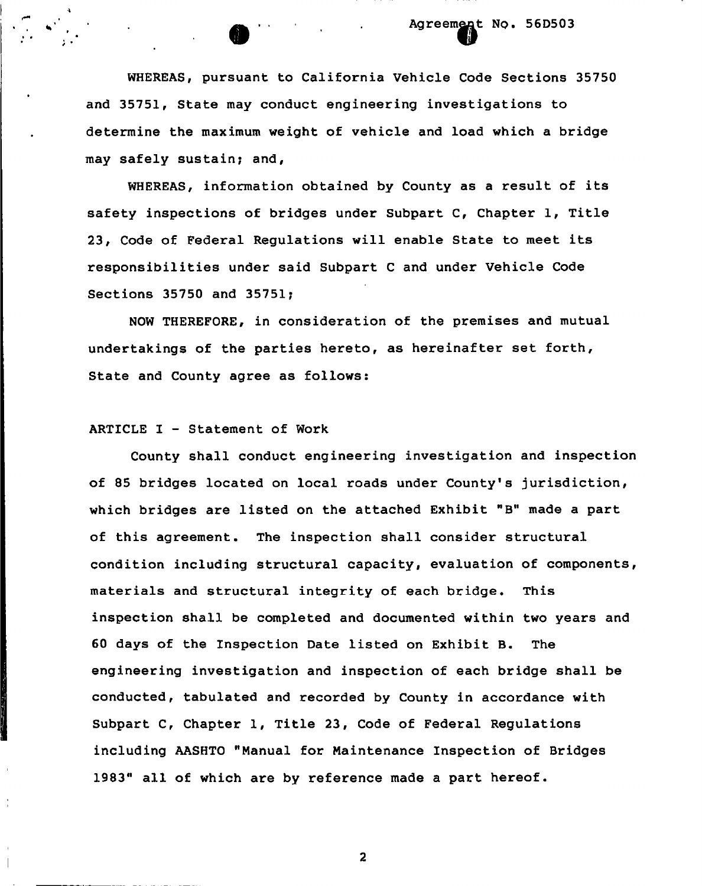WHEREAS, pursuant to California Vehicle Code Sections 35750 and 35751, State may conduct engineering investigations to determine the maximum weight of vehicle and load which a bridge may safely sustain; and,

WHEREAS, information obtained by County as a result of its safety inspections of bridges under Subpart C, Chapter 1, Title 23, Code of Federal Regulations will enable State to meet its responsibilities under said Subpart C and under Vehicle Code Sections 35750 and 35751;

NOW THEREFORE, in consideration of the premises and mutual undertakings of the parties hereto, as hereinafter set forth, State and County agree as follows:

ARTICLE I - Statement of Work

County shall conduct engineering investigation and inspection of 85 bridges located on local roads under County's jurisdiction, which bridges are listed on the attached Exhibit "B" made a part of this agreement. The inspection shall consider structural condition including structural capacity, evaluation of components, materials and structural integrity of each bridge. This inspection shall be completed and documented within two years and 60 days of the Inspection Date listed on Exhibit B. The engineering investigation and inspection of each bridge shall be conducted, tabulated and recorded by County in accordance with Subpart C, Chapter 1, Title 23, Code of Federal Regulations including AASHTO "Manual for Maintenance Inspection of Bridges 1983" all of which are by reference made a part hereof.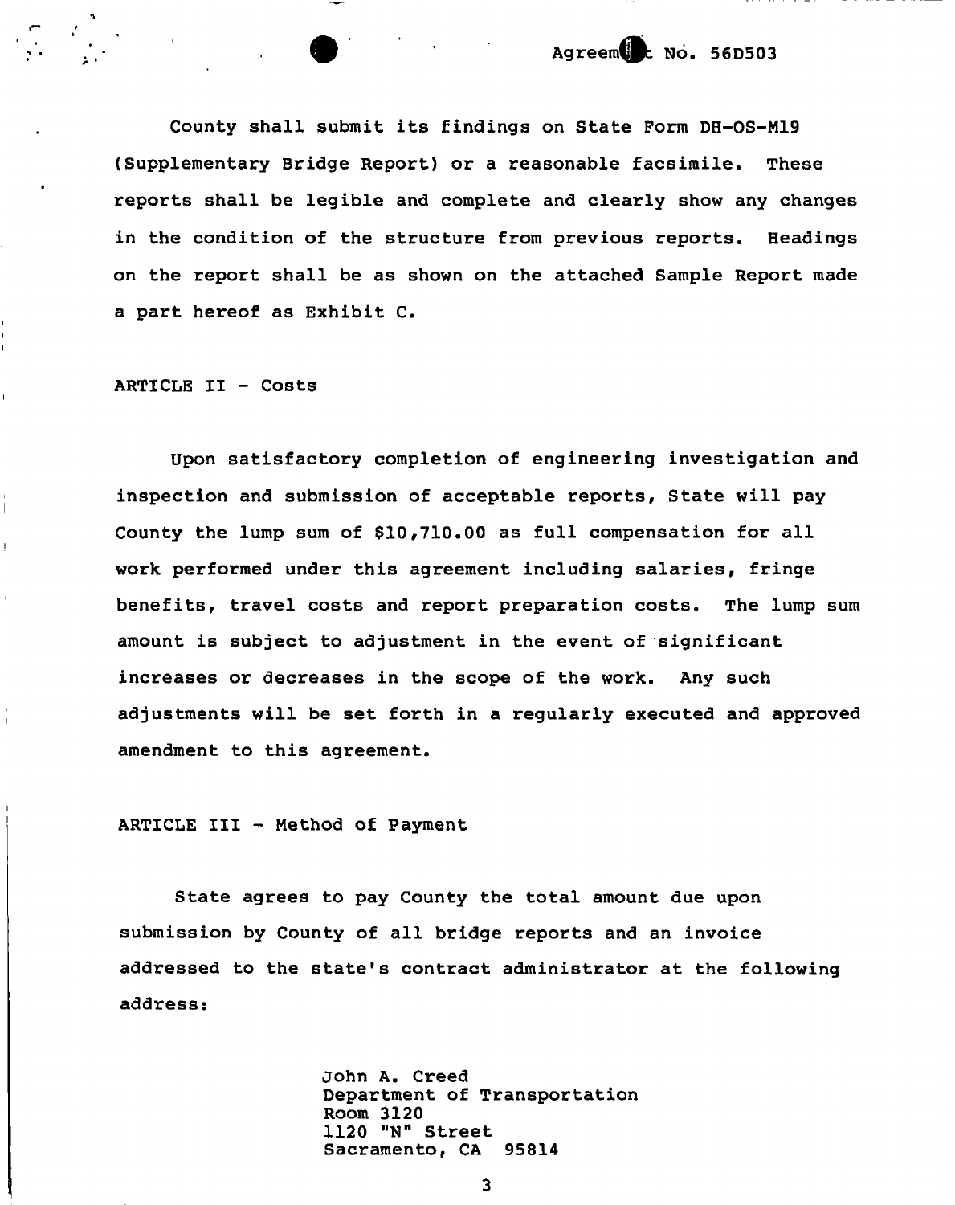County shall submit its findings on State Form DH-OS-M19 (Supplementary Bridge Report) or a reasonable facsimile. These reports shall be legible and complete and clearly show any changes in the condition of the structure from previous reports. Headings on the report shall be as shown on the attached Sample Report made a part hereof as Exhibit C.

ARTICLE II - Costs

Upon satisfactory completion of engineering investigation and inspection and submission of acceptable reports, State will pay County the lump sum of $10,710.00 as full compensation for all work performed under this agreement including salaries, fringe benefits, travel costs and report preparation costs. The lump sum amount is subject to adjustment in the event of significant increases or decreases in the scope of the work. Any such adjustments will be set forth in a regularly executed and approved amendment to this agreement.

ARTICLE III - Method of Payment

State agrees to pay County the total amount due upon submission by County of all bridge reports and an invoice addressed to the state's contract administrator at the following address:

John A. Creed
Department of Transportation
Room 3120
1120 "N" Street
Sacramento, CA 95814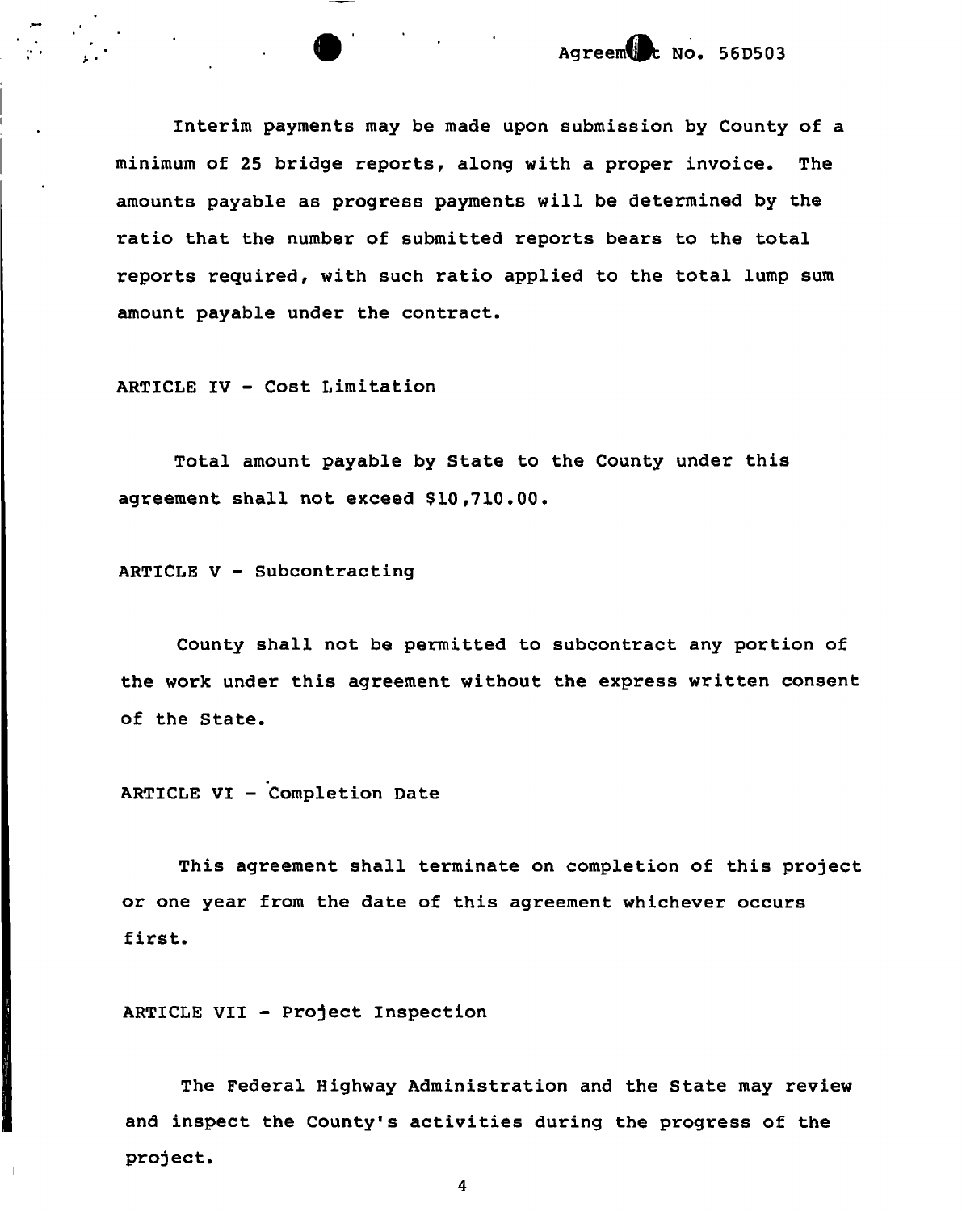Interim payments may be made upon submission by County of a minimum of 25 bridge reports, along with a proper invoice. The amounts payable as progress payments will be determined by the ratio that the number of submitted reports bears to the total reports required, with such ratio applied to the total lump sum amount payable under the contract.

ARTICLE IV - Cost Limitation

Total amount payable by State to the County under this agreement shall not exceed $10,710.00.

ARTICLE V - Subcontracting

County shall not be permitted to subcontract any portion of the work under this agreement without the express written consent of the State.

ARTICLE VI - Completion Date

This agreement shall terminate on completion of this project or one year from the date of this agreement whichever occurs first.

ARTICLE VII - Project Inspection

The Federal Highway Administration and the State may review and inspect the County's activities during the progress of the project.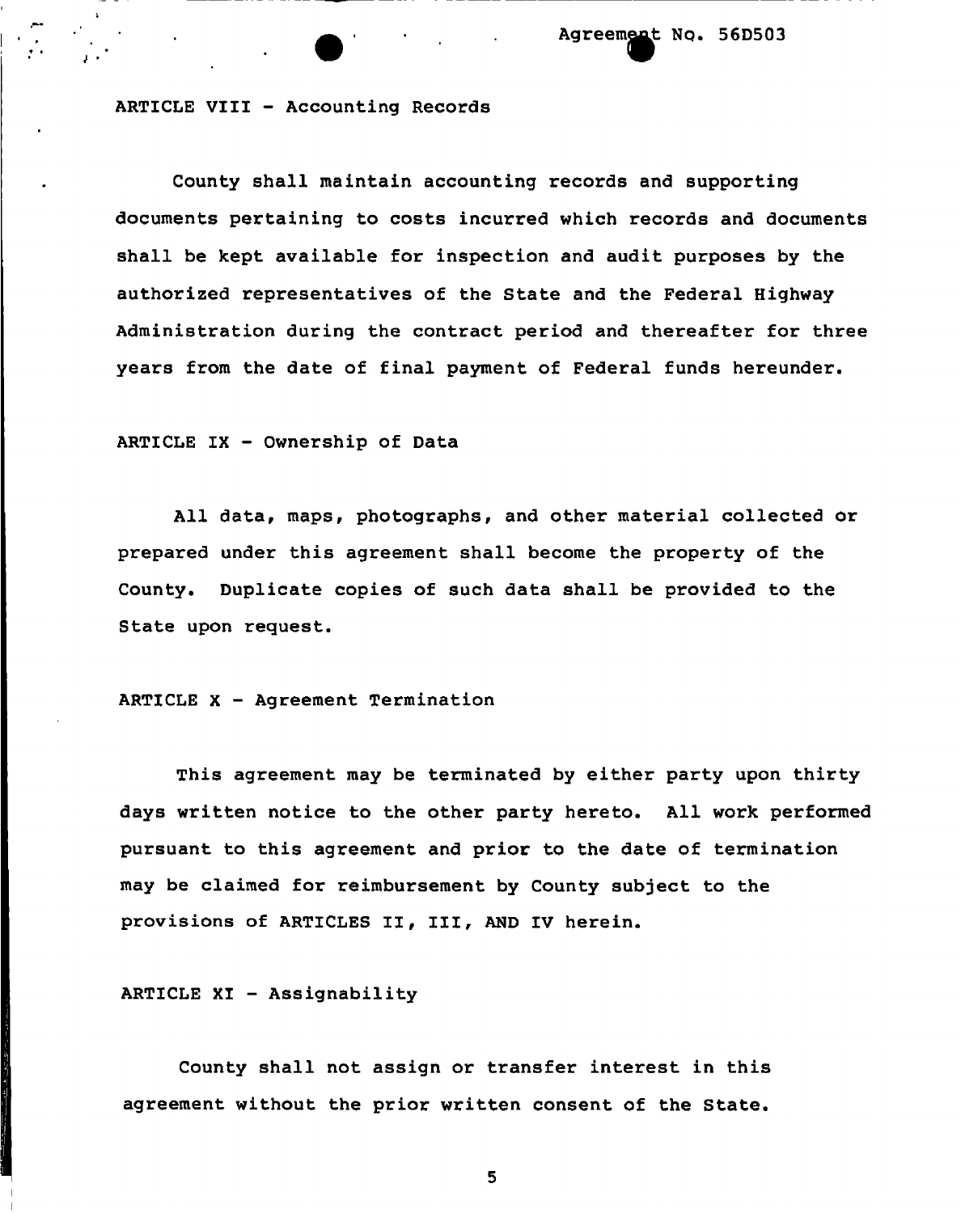ARTICLE VIII - Accounting Records

County shall maintain accounting records and supporting documents pertaining to costs incurred which records and documents shall be kept available for inspection and audit purposes by the authorized representatives of the State and the Federal Highway Administration during the contract period and thereafter for three years from the date of final payment of Federal funds hereunder.

ARTICLE IX - Ownership of Data

All data, maps, photographs, and other material collected or prepared under this agreement shall become the property of the County. Duplicate copies of such data shall be provided to the State upon request.

ARTICLE X - Agreement Termination

This agreement may be terminated by either party upon thirty days written notice to the other party hereto. All work performed pursuant to this agreement and prior to the date of termination may be claimed for reimbursement by County subject to the provisions of ARTICLES II, III, AND IV herein.

ARTICLE XI - Assignability

County shall not assign or transfer interest in this agreement without the prior written consent of the State.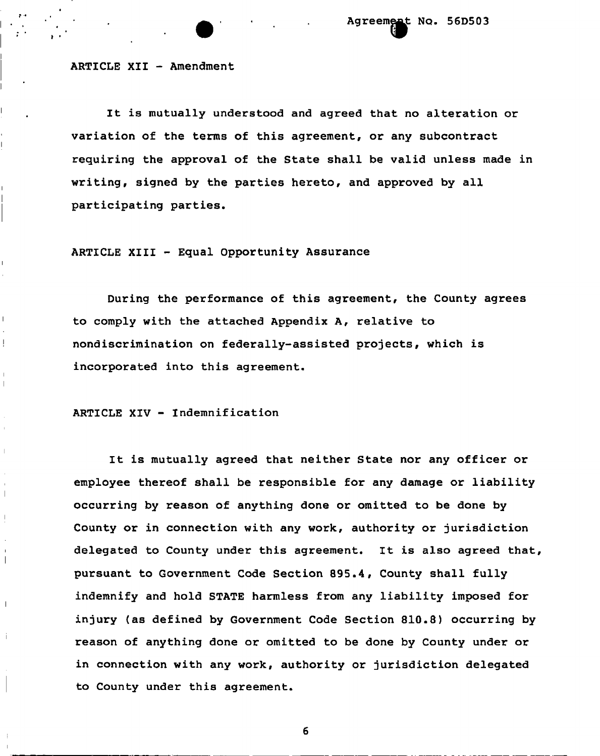Agreement No. 56D503

ARTICLE XII - Amendment

It is mutually understood and agreed that no alteration or variation of the terms of this agreement, or any subcontract requiring the approval of the State shall be valid unless made in writing, signed by the parties hereto, and approved by all participating parties.

ARTICLE XIII - Equal Opportunity Assurance

During the performance of this agreement, the County agrees to comply with the attached Appendix A, relative to nondiscrimination on federally-assisted projects, which is incorporated into this agreement.

ARTICLE XIV - Indemnification

It is mutually agreed that neither State nor any officer or employee thereof shall be responsible for any damage or liability occurring by reason of anything done or omitted to be done by County or in connection with any work, authority or jurisdiction delegated to County under this agreement. It is also agreed that, pursuant to Government Code Section 895.4, County shall fully indemnify and hold STATE harmless from any liability imposed for injury (as defined by Government Code Section 810.8) occurring by reason of anything done or omitted to be done by County under or in connection with any work, authority or jurisdiction delegated to County under this agreement.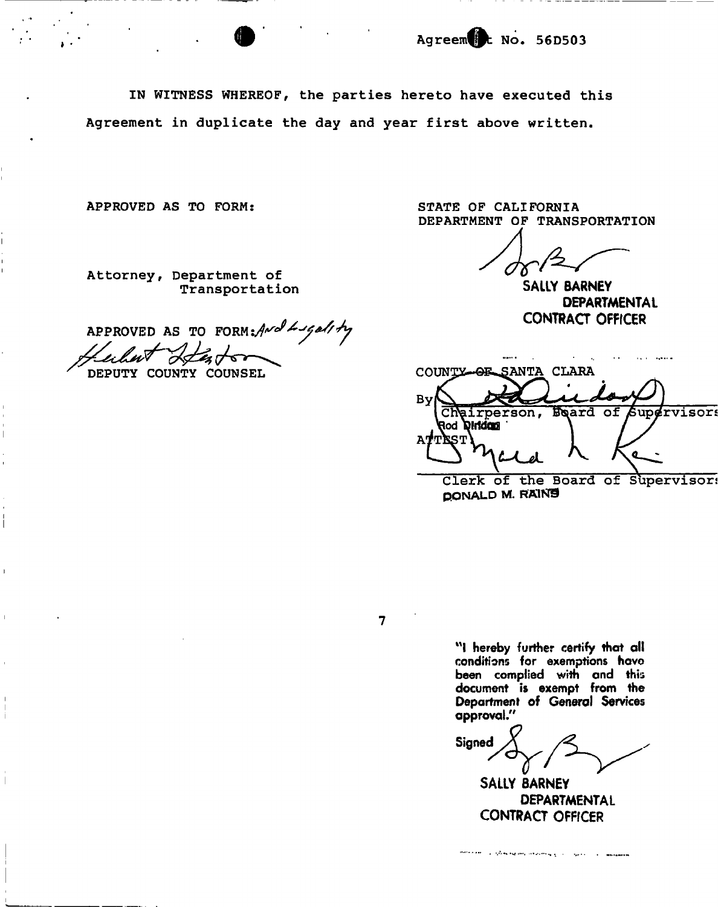Agreement No. 56D503

IN WITNESS WHEREOF, the parties hereto have executed this Agreement in duplicate the day and year first above written.

APPROVED AS TO FORM:

Attorney, Department of Transportation

APPROVED AS TO FORM: And Legality

DEPUTY COUNTY COUNSEL

STATE OF CALIFORNIA
DEPARTMENT OF TRANSPORTATION

SALLY BARNEY
DEPARTMENTAL CONTRACT OFFICER

COUNTY OF SANTA CLARA

By

Chairperson, Board of Supervisors
Rod Diridon

ATTEST

Clerk of the Board of Supervisors
DONALD M. RAINS

"I hereby further certify that all conditions for exemptions have been complied with and this document is exempt from the Department of General Services approval."

Signed

SALLY BARNEY
DEPARTMENTAL CONTRACT OFFICER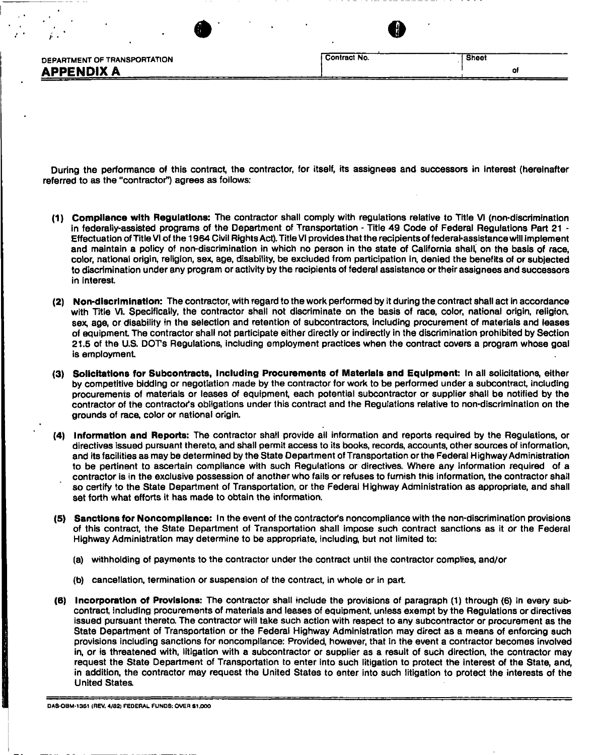DEPARTMENT OF TRANSPORTATION

# APPENDIX A

| Contract No. | Sheet |
|---|---|
| | of |

During the performance of this contract, the contractor, for itself, its assignees and successors in interest (hereinafter referred to as the "contractor") agrees as follows:

**(1) Compliance with Regulations:** The contractor shall comply with regulations relative to Title VI (non-discrimination in federally-assisted programs of the Department of Transportation - Title 49 Code of Federal Regulations Part 21 - Effectuation of Title VI of the 1964 Civil Rights Act). Title VI provides that the recipients of federal-assistance will implement and maintain a policy of non-discrimination in which no person in the state of California shall, on the basis of race, color, national origin, religion, sex, age, disability, be excluded from participation in, denied the benefits of or subjected to discrimination under any program or activity by the recipients of federal assistance or their assignees and successors in interest.

**(2) Non-discrimination:** The contractor, with regard to the work performed by it during the contract shall act in accordance with Title VI. Specifically, the contractor shall not discriminate on the basis of race, color, national origin, religion, sex, age, or disability in the selection and retention of subcontractors, including procurement of materials and leases of equipment. The contractor shall not participate either directly or indirectly in the discrimination prohibited by Section 21.5 of the U.S. DOT's Regulations, including employment practices when the contract covers a program whose goal is employment.

**(3) Solicitations for Subcontracts, Including Procurements of Materials and Equipment:** In all solicitations, either by competitive bidding or negotiation made by the contractor for work to be performed under a subcontract, including procurements of materials or leases of equipment, each potential subcontractor or supplier shall be notified by the contractor of the contractor's obligations under this contract and the Regulations relative to non-discrimination on the grounds of race, color or national origin.

**(4) Information and Reports:** The contractor shall provide all information and reports required by the Regulations, or directives issued pursuant thereto, and shall permit access to its books, records, accounts, other sources of information, and its facilities as may be determined by the State Department of Transportation or the Federal Highway Administration to be pertinent to ascertain compliance with such Regulations or directives. Where any information required of a contractor is in the exclusive possession of another who fails or refuses to furnish this information, the contractor shall so certify to the State Department of Transportation, or the Federal Highway Administration as appropriate, and shall set forth what efforts it has made to obtain the information.

**(5) Sanctions for Noncompliance:** In the event of the contractor's noncompliance with the non-discrimination provisions of this contract, the State Department of Transportation shall impose such contract sanctions as it or the Federal Highway Administration may determine to be appropriate, including, but not limited to:

(a) withholding of payments to the contractor under the contract until the contractor complies, and/or

(b) cancellation, termination or suspension of the contract, in whole or in part.

**(6) Incorporation of Provisions:** The contractor shall include the provisions of paragraph (1) through (6) in every subcontract, including procurements of materials and leases of equipment, unless exempt by the Regulations or directives issued pursuant thereto. The contractor will take such action with respect to any subcontractor or procurement as the State Department of Transportation or the Federal Highway Administration may direct as a means of enforcing such provisions including sanctions for noncompliance: Provided, however, that in the event a contractor becomes involved in, or is threatened with, litigation with a subcontractor or supplier as a result of such direction, the contractor may request the State Department of Transportation to enter into such litigation to protect the interest of the State, and, in addition, the contractor may request the United States to enter into such litigation to protect the interests of the United States.

DAS-OBM-1351 (REV. 4/82) FEDERAL FUNDS: OVER $1,000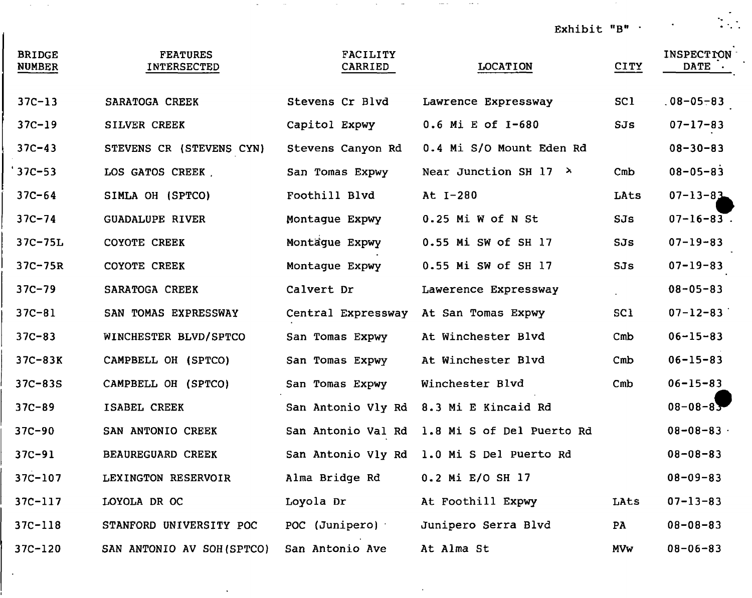Exhibit "B"

| BRIDGE NUMBER | FEATURES INTERSECTED | FACILITY CARRIED | LOCATION | CITY | INSPECTION DATE |
|---|---|---|---|---|---|
| 37C-13 | SARATOGA CREEK | Stevens Cr Blvd | Lawrence Expressway | SCl | 08-05-83 |
| 37C-19 | SILVER CREEK | Capitol Expwy | 0.6 Mi E of I-680 | SJs | 07-17-83 |
| 37C-43 | STEVENS CR (STEVENS CYN) | Stevens Canyon Rd | 0.4 Mi S/O Mount Eden Rd | | 08-30-83 |
| 37C-53 | LOS GATOS CREEK | San Tomas Expwy | Near Junction SH 17 | Cmb | 08-05-83 |
| 37C-64 | SIMLA OH (SPTCO) | Foothill Blvd | At I-280 | LAts | 07-13-83 |
| 37C-74 | GUADALUPE RIVER | Montague Expwy | 0.25 Mi W of N St | SJs | 07-16-83 |
| 37C-75L | COYOTE CREEK | Montague Expwy | 0.55 Mi SW of SH 17 | SJs | 07-19-83 |
| 37C-75R | COYOTE CREEK | Montague Expwy | 0.55 Mi SW of SH 17 | SJs | 07-19-83 |
| 37C-79 | SARATOGA CREEK | Calvert Dr | Lawerence Expressway | | 08-05-83 |
| 37C-81 | SAN TOMAS EXPRESSWAY | Central Expressway | At San Tomas Expwy | SCl | 07-12-83 |
| 37C-83 | WINCHESTER BLVD/SPTCO | San Tomas Expwy | At Winchester Blvd | Cmb | 06-15-83 |
| 37C-83K | CAMPBELL OH (SPTCO) | San Tomas Expwy | At Winchester Blvd | Cmb | 06-15-83 |
| 37C-83S | CAMPBELL OH (SPTCO) | San Tomas Expwy | Winchester Blvd | Cmb | 06-15-83 |
| 37C-89 | ISABEL CREEK | San Antonio Vly Rd | 8.3 Mi E Kincaid Rd | | 08-08-83 |
| 37C-90 | SAN ANTONIO CREEK | San Antonio Val Rd | 1.8 Mi S of Del Puerto Rd | | 08-08-83 |
| 37C-91 | BEAUREGUARD CREEK | San Antonio Vly Rd | 1.0 Mi S Del Puerto Rd | | 08-08-83 |
| 37C-107 | LEXINGTON RESERVOIR | Alma Bridge Rd | 0.2 Mi E/O SH 17 | | 08-09-83 |
| 37C-117 | LOYOLA DR OC | Loyola Dr | At Foothill Expwy | LAts | 07-13-83 |
| 37C-118 | STANFORD UNIVERSITY POC | POC (Junipero) | Junipero Serra Blvd | PA | 08-08-83 |
| 37C-120 | SAN ANTONIO AV SOH(SPTCO) | San Antonio Ave | At Alma St | MVw | 08-06-83 |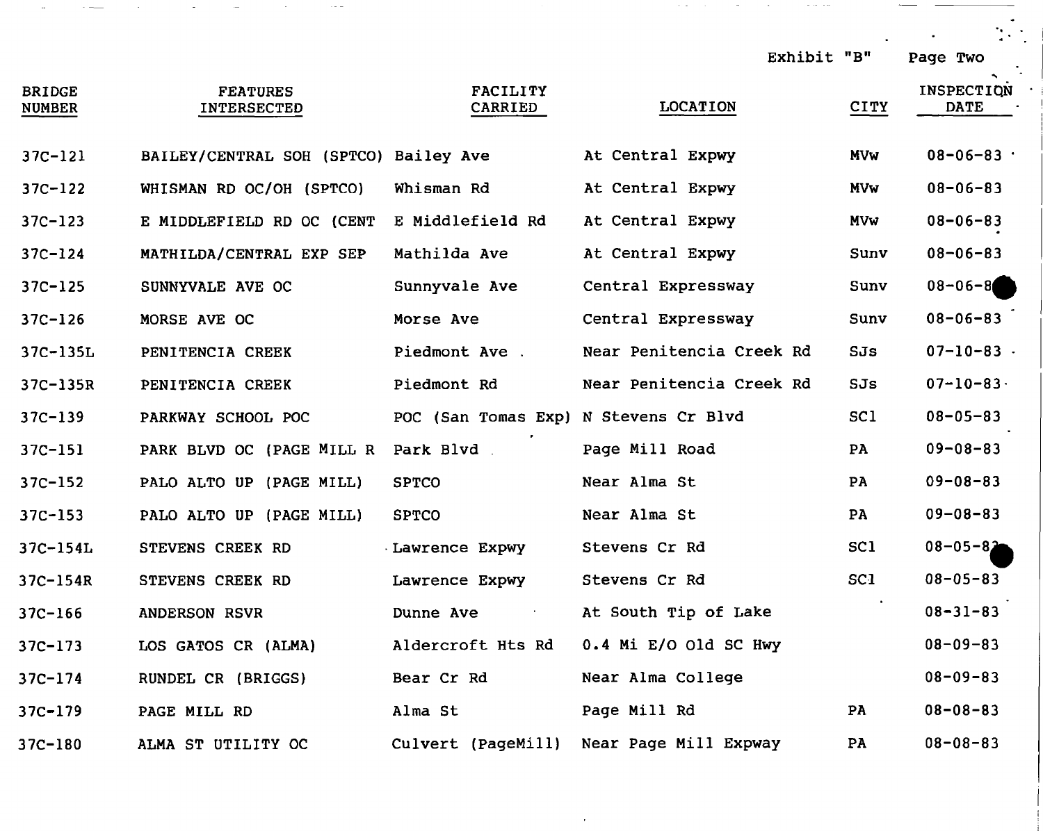Exhibit "B" Page Two

| BRIDGE NUMBER | FEATURES INTERSECTED | FACILITY CARRIED | LOCATION | CITY | INSPECTION DATE |
|---|---|---|---|---|---|
| 37C-121 | BAILEY/CENTRAL SOH (SPTCO) | Bailey Ave | At Central Expwy | MVw | 08-06-83 |
| 37C-122 | WHISMAN RD OC/OH (SPTCO) | Whisman Rd | At Central Expwy | MVw | 08-06-83 |
| 37C-123 | E MIDDLEFIELD RD OC (CENT | E Middlefield Rd | At Central Expwy | MVw | 08-06-83 |
| 37C-124 | MATHILDA/CENTRAL EXP SEP | Mathilda Ave | At Central Expwy | Sunv | 08-06-83 |
| 37C-125 | SUNNYVALE AVE OC | Sunnyvale Ave | Central Expressway | Sunv | 08-06-8 |
| 37C-126 | MORSE AVE OC | Morse Ave | Central Expressway | Sunv | 08-06-83 |
| 37C-135L | PENITENCIA CREEK | Piedmont Ave | Near Penitencia Creek Rd | SJs | 07-10-83 |
| 37C-135R | PENITENCIA CREEK | Piedmont Rd | Near Penitencia Creek Rd | SJs | 07-10-83 |
| 37C-139 | PARKWAY SCHOOL POC | POC (San Tomas Exp) | N Stevens Cr Blvd | SCl | 08-05-83 |
| 37C-151 | PARK BLVD OC (PAGE MILL R | Park Blvd | Page Mill Road | PA | 09-08-83 |
| 37C-152 | PALO ALTO UP (PAGE MILL) | SPTCO | Near Alma St | PA | 09-08-83 |
| 37C-153 | PALO ALTO UP (PAGE MILL) | SPTCO | Near Alma St | PA | 09-08-83 |
| 37C-154L | STEVENS CREEK RD | Lawrence Expwy | Stevens Cr Rd | SCl | 08-05-8 |
| 37C-154R | STEVENS CREEK RD | Lawrence Expwy | Stevens Cr Rd | SCl | 08-05-83 |
| 37C-166 | ANDERSON RSVR | Dunne Ave | At South Tip of Lake | | 08-31-83 |
| 37C-173 | LOS GATOS CR (ALMA) | Aldercroft Hts Rd | 0.4 Mi E/O Old SC Hwy | | 08-09-83 |
| 37C-174 | RUNDEL CR (BRIGGS) | Bear Cr Rd | Near Alma College | | 08-09-83 |
| 37C-179 | PAGE MILL RD | Alma St | Page Mill Rd | PA | 08-08-83 |
| 37C-180 | ALMA ST UTILITY OC | Culvert (PageMill) | Near Page Mill Expway | PA | 08-08-83 |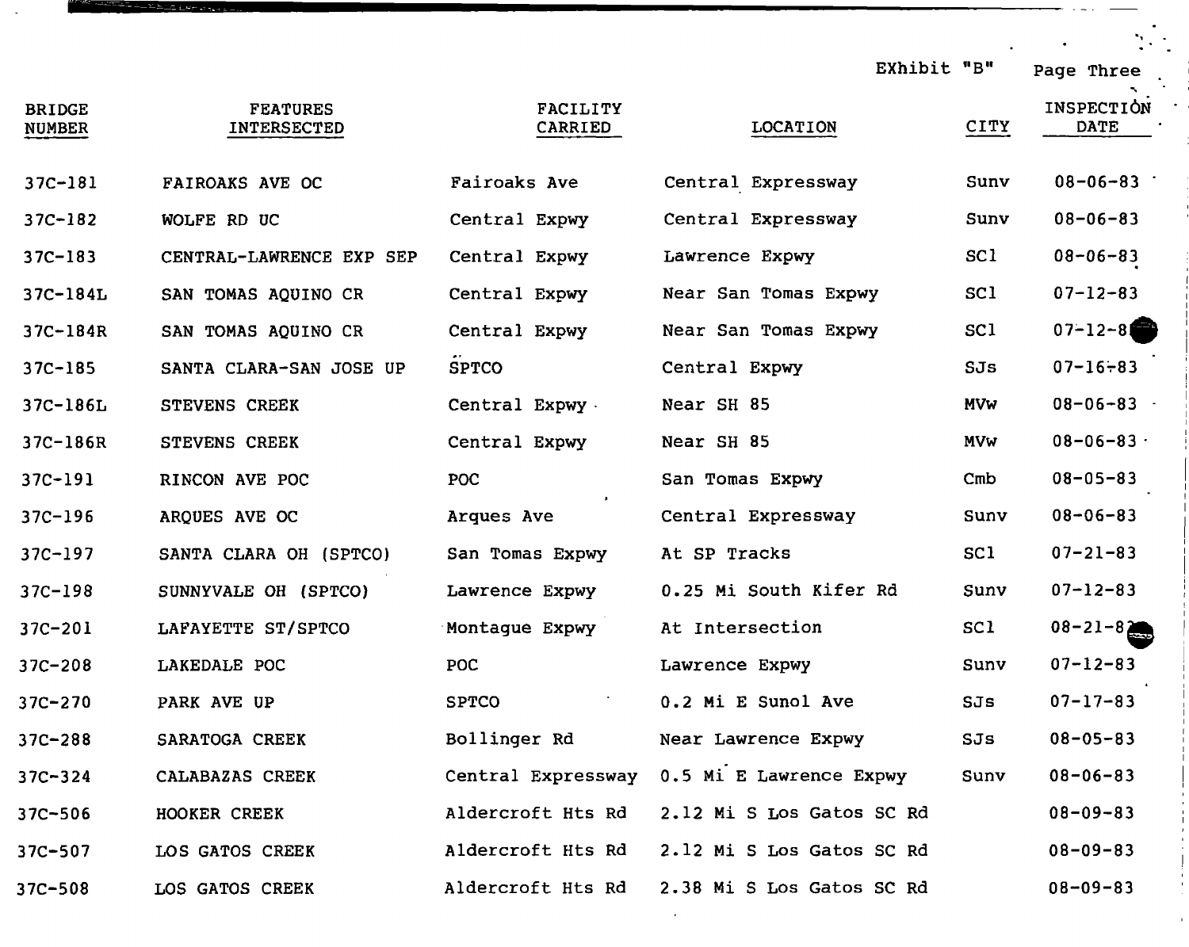Exhibit "B" Page Three

| BRIDGE NUMBER | FEATURES INTERSECTED | FACILITY CARRIED | LOCATION | CITY | INSPECTION DATE |
|---|---|---|---|---|---|
| 37C-181 | FAIROAKS AVE OC | Fairoaks Ave | Central Expressway | Sunv | 08-06-83 |
| 37C-182 | WOLFE RD UC | Central Expwy | Central Expressway | Sunv | 08-06-83 |
| 37C-183 | CENTRAL-LAWRENCE EXP SEP | Central Expwy | Lawrence Expwy | SCl | 08-06-83 |
| 37C-184L | SAN TOMAS AQUINO CR | Central Expwy | Near San Tomas Expwy | SCl | 07-12-83 |
| 37C-184R | SAN TOMAS AQUINO CR | Central Expwy | Near San Tomas Expwy | SCl | 07-12-83 |
| 37C-185 | SANTA CLARA-SAN JOSE UP | SPTCO | Central Expwy | SJs | 07-16-83 |
| 37C-186L | STEVENS CREEK | Central Expwy | Near SH 85 | MVw | 08-06-83 |
| 37C-186R | STEVENS CREEK | Central Expwy | Near SH 85 | MVw | 08-06-83 |
| 37C-191 | RINCON AVE POC | POC | San Tomas Expwy | Cmb | 08-05-83 |
| 37C-196 | ARQUES AVE OC | Arques Ave | Central Expressway | Sunv | 08-06-83 |
| 37C-197 | SANTA CLARA OH (SPTCO) | San Tomas Expwy | At SP Tracks | SCl | 07-21-83 |
| 37C-198 | SUNNYVALE OH (SPTCO) | Lawrence Expwy | 0.25 Mi South Kifer Rd | Sunv | 07-12-83 |
| 37C-201 | LAFAYETTE ST/SPTCO | Montague Expwy | At Intersection | SCl | 08-21-83 |
| 37C-208 | LAKEDALE POC | POC | Lawrence Expwy | Sunv | 07-12-83 |
| 37C-270 | PARK AVE UP | SPTCO | 0.2 Mi E Sunol Ave | SJs | 07-17-83 |
| 37C-288 | SARATOGA CREEK | Bollinger Rd | Near Lawrence Expwy | SJs | 08-05-83 |
| 37C-324 | CALABAZAS CREEK | Central Expressway | 0.5 Mi E Lawrence Expwy | Sunv | 08-06-83 |
| 37C-506 | HOOKER CREEK | Aldercroft Hts Rd | 2.12 Mi S Los Gatos SC Rd | | 08-09-83 |
| 37C-507 | LOS GATOS CREEK | Aldercroft Hts Rd | 2.12 Mi S Los Gatos SC Rd | | 08-09-83 |
| 37C-508 | LOS GATOS CREEK | Aldercroft Hts Rd | 2.38 Mi S Los Gatos SC Rd | | 08-09-83 |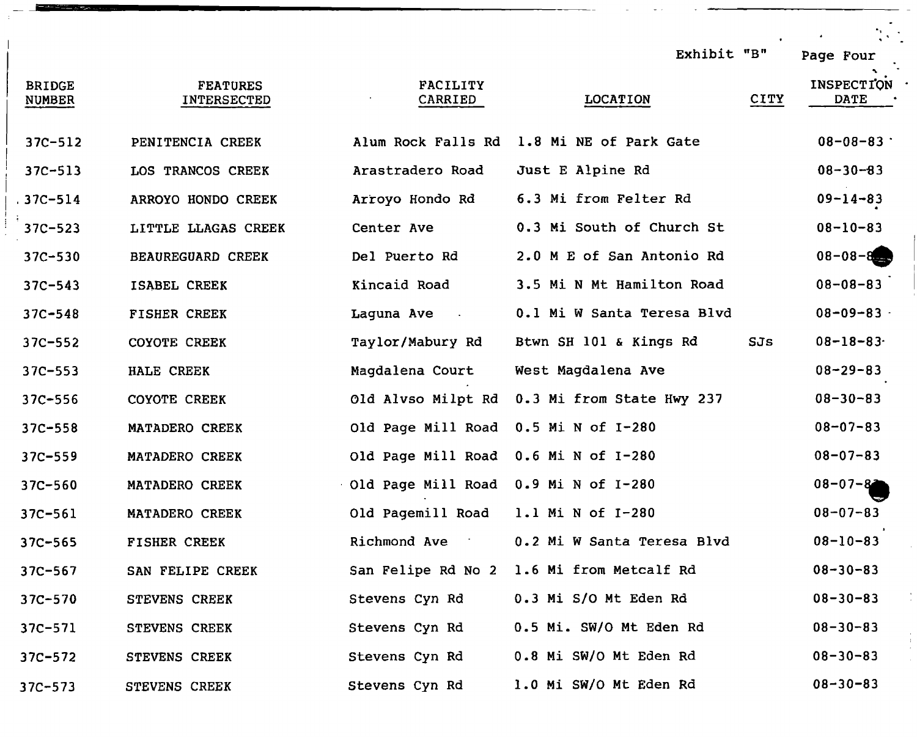Exhibit "B" Page Four

| BRIDGE NUMBER | FEATURES INTERSECTED | FACILITY CARRIED | LOCATION | CITY | INSPECTION DATE |
|---|---|---|---|---|---|
| 37C-512 | PENITENCIA CREEK | Alum Rock Falls Rd | 1.8 Mi NE of Park Gate | | 08-08-83 |
| 37C-513 | LOS TRANCOS CREEK | Arastradero Road | Just E Alpine Rd | | 08-30-83 |
| 37C-514 | ARROYO HONDO CREEK | Arroyo Hondo Rd | 6.3 Mi from Felter Rd | | 09-14-83 |
| 37C-523 | LITTLE LLAGAS CREEK | Center Ave | 0.3 Mi South of Church St | | 08-10-83 |
| 37C-530 | BEAUREGUARD CREEK | Del Puerto Rd | 2.0 M E of San Antonio Rd | | 08-08-83 |
| 37C-543 | ISABEL CREEK | Kincaid Road | 3.5 Mi N Mt Hamilton Road | | 08-08-83 |
| 37C-548 | FISHER CREEK | Laguna Ave | 0.1 Mi W Santa Teresa Blvd | | 08-09-83 |
| 37C-552 | COYOTE CREEK | Taylor/Mabury Rd | Btwn SH 101 & Kings Rd | SJs | 08-18-83 |
| 37C-553 | HALE CREEK | Magdalena Court | West Magdalena Ave | | 08-29-83 |
| 37C-556 | COYOTE CREEK | Old Alvso Milpt Rd | 0.3 Mi from State Hwy 237 | | 08-30-83 |
| 37C-558 | MATADERO CREEK | Old Page Mill Road | 0.5 Mi N of I-280 | | 08-07-83 |
| 37C-559 | MATADERO CREEK | Old Page Mill Road | 0.6 Mi N of I-280 | | 08-07-83 |
| 37C-560 | MATADERO CREEK | Old Page Mill Road | 0.9 Mi N of I-280 | | 08-07-83 |
| 37C-561 | MATADERO CREEK | Old Pagemill Road | 1.1 Mi N of I-280 | | 08-07-83 |
| 37C-565 | FISHER CREEK | Richmond Ave | 0.2 Mi W Santa Teresa Blvd | | 08-10-83 |
| 37C-567 | SAN FELIPE CREEK | San Felipe Rd No 2 | 1.6 Mi from Metcalf Rd | | 08-30-83 |
| 37C-570 | STEVENS CREEK | Stevens Cyn Rd | 0.3 Mi S/O Mt Eden Rd | | 08-30-83 |
| 37C-571 | STEVENS CREEK | Stevens Cyn Rd | 0.5 Mi. SW/O Mt Eden Rd | | 08-30-83 |
| 37C-572 | STEVENS CREEK | Stevens Cyn Rd | 0.8 Mi SW/O Mt Eden Rd | | 08-30-83 |
| 37C-573 | STEVENS CREEK | Stevens Cyn Rd | 1.0 Mi SW/O Mt Eden Rd | | 08-30-83 |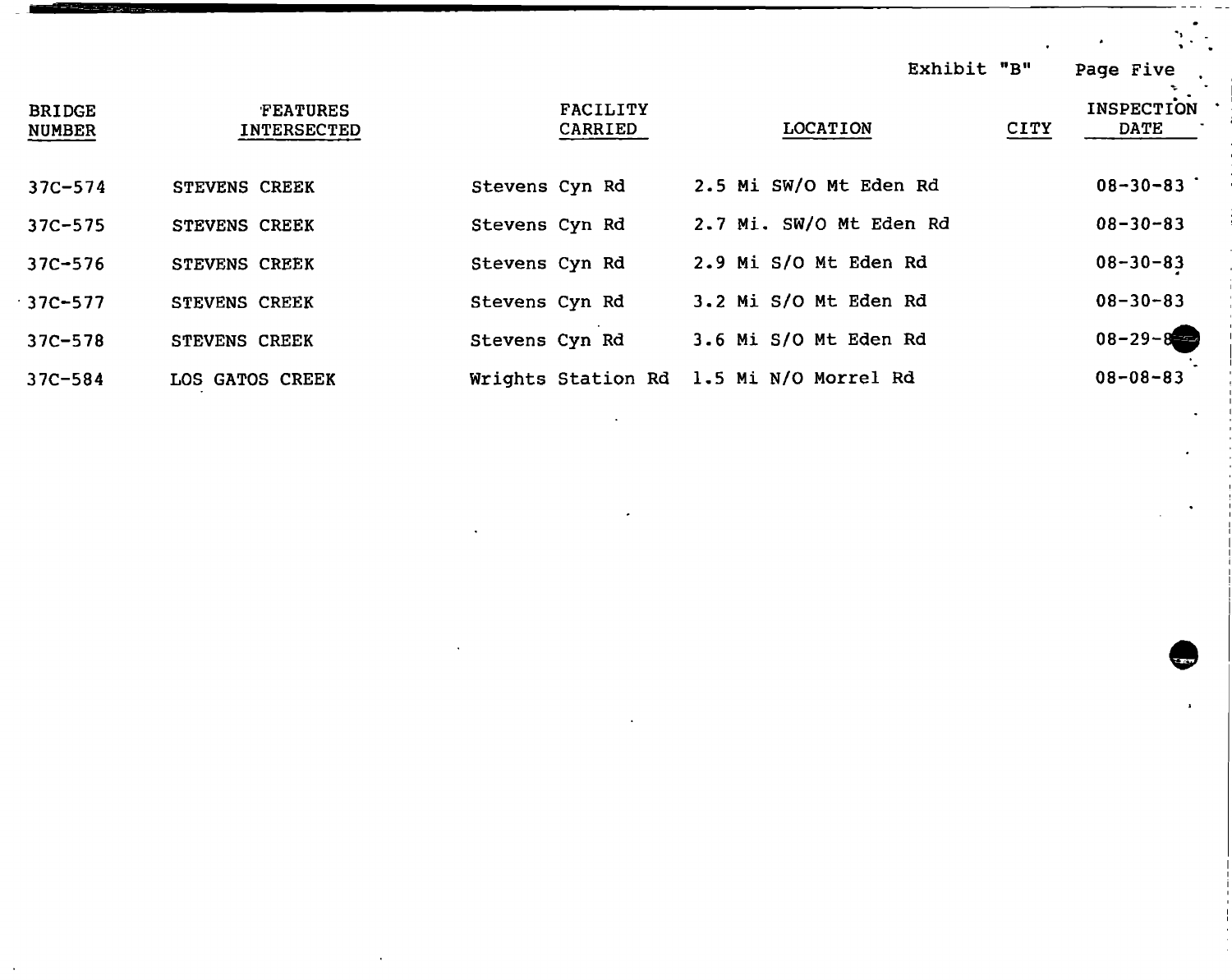Exhibit "B" Page Five

| BRIDGE NUMBER | FEATURES INTERSECTED | FACILITY CARRIED | LOCATION | CITY | INSPECTION DATE |
|---|---|---|---|---|---|
| 37C-574 | STEVENS CREEK | Stevens Cyn Rd | 2.5 Mi SW/O Mt Eden Rd | | 08-30-83 |
| 37C-575 | STEVENS CREEK | Stevens Cyn Rd | 2.7 Mi. SW/O Mt Eden Rd | | 08-30-83 |
| 37C-576 | STEVENS CREEK | Stevens Cyn Rd | 2.9 Mi S/O Mt Eden Rd | | 08-30-83 |
| 37C-577 | STEVENS CREEK | Stevens Cyn Rd | 3.2 Mi S/O Mt Eden Rd | | 08-30-83 |
| 37C-578 | STEVENS CREEK | Stevens Cyn Rd | 3.6 Mi S/O Mt Eden Rd | | 08-29-8 |
| 37C-584 | LOS GATOS CREEK | Wrights Station Rd | 1.5 Mi N/O Morrel Rd | | 08-08-83 |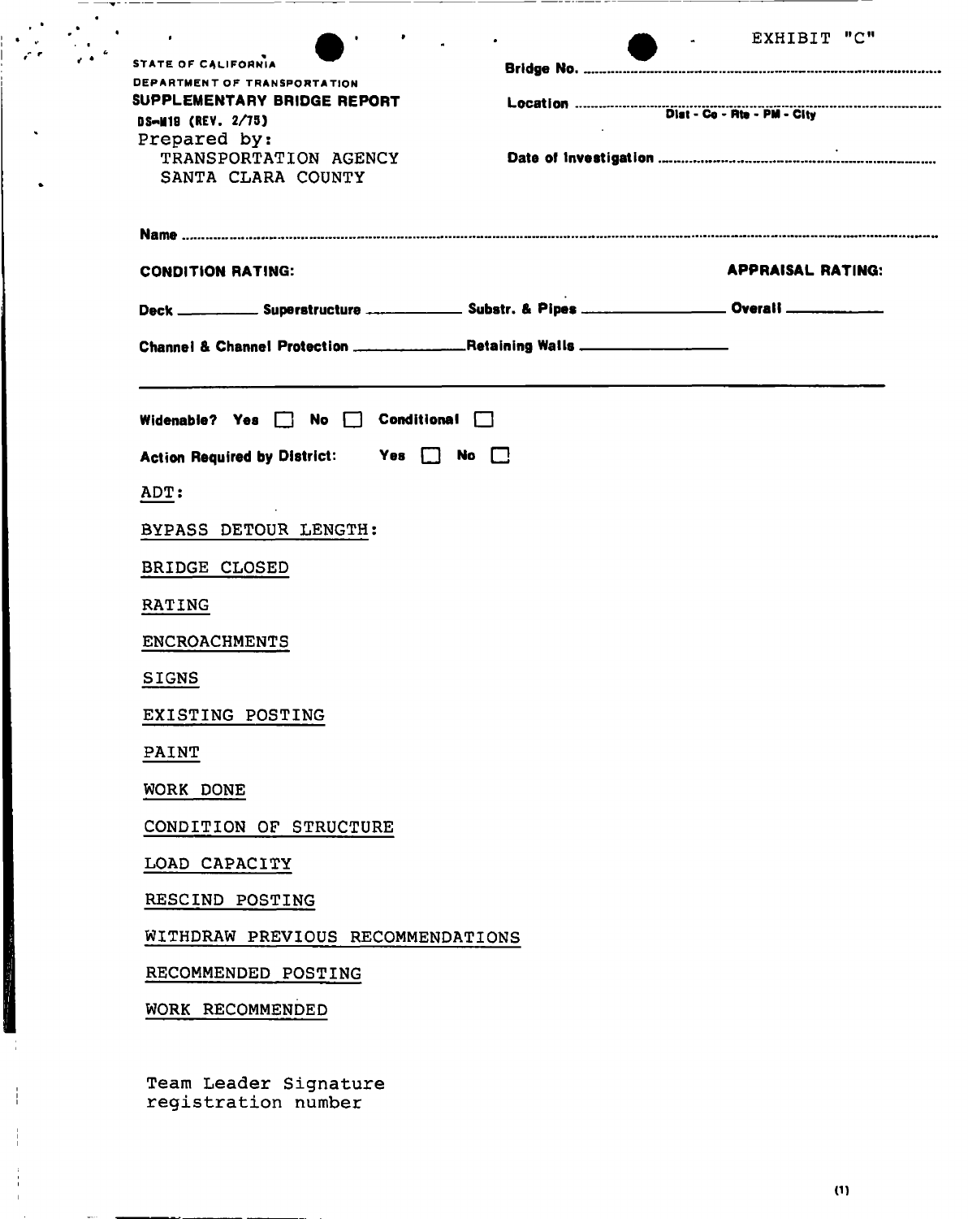EXHIBIT "C"

STATE OF CALIFORNIA
DEPARTMENT OF TRANSPORTATION
**SUPPLEMENTARY BRIDGE REPORT**
DS-M19 (REV. 2/75)
Prepared by:
TRANSPORTATION AGENCY
SANTA CLARA COUNTY

Bridge No. ..........

Location ..........
Dist - Co - Rte - PM - City

Date of Investigation ..........

Name ..........

**CONDITION RATING:** **APPRAISAL RATING:**

Deck ______ Superstructure ______ Substr. & Pipes ______ Overall ______

Channel & Channel Protection ______ Retaining Walls ______

---

Widenable? Yes ☐ No ☐ Conditional ☐

Action Required by District: Yes ☐ No ☐

ADT:

BYPASS DETOUR LENGTH:

BRIDGE CLOSED

RATING

ENCROACHMENTS

SIGNS

EXISTING POSTING

PAINT

WORK DONE

CONDITION OF STRUCTURE

LOAD CAPACITY

RESCIND POSTING

WITHDRAW PREVIOUS RECOMMENDATIONS

RECOMMENDED POSTING

WORK RECOMMENDED

Team Leader Signature
registration number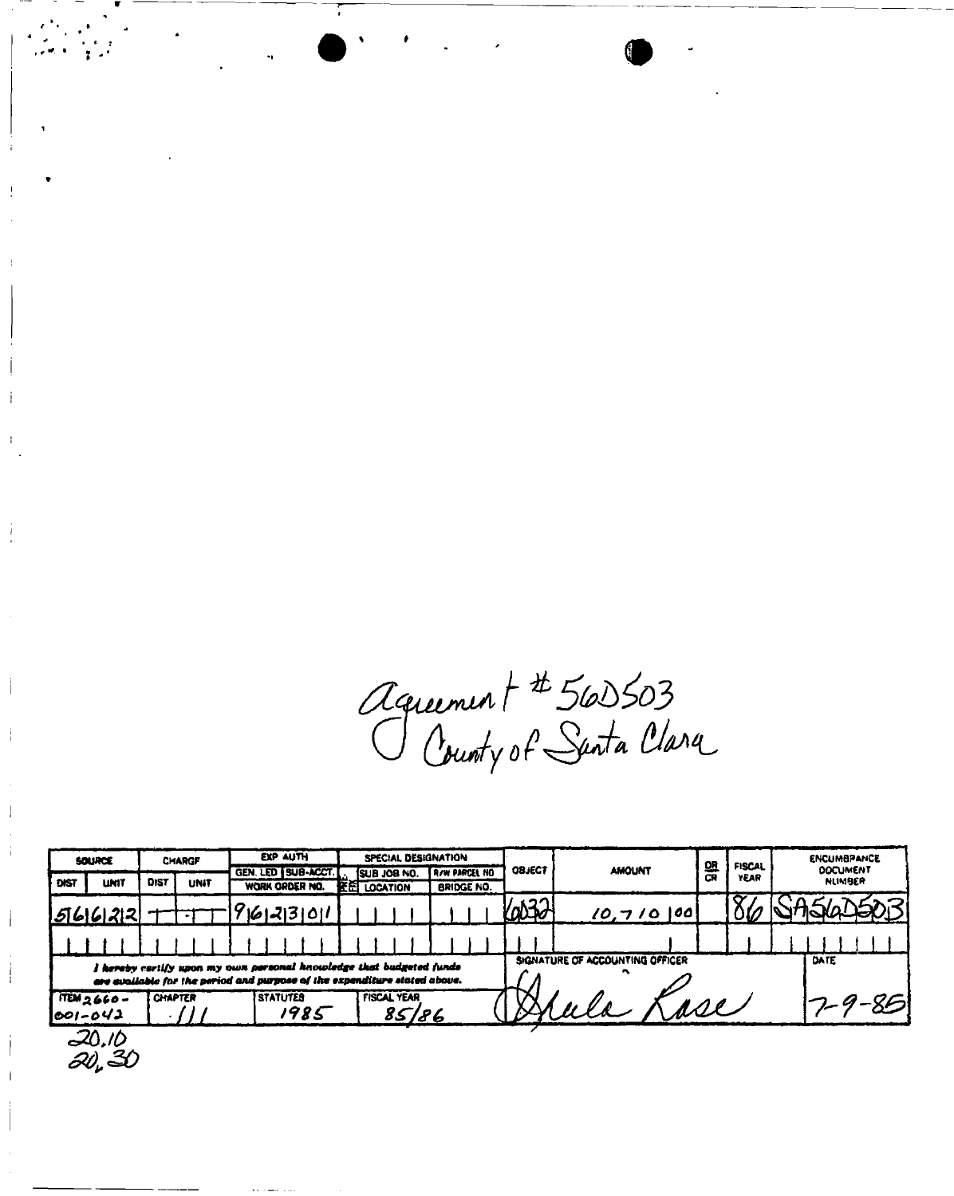Agreement # 56D503
County of Santa Clara

| SOURCE | | CHARGE | | EXP AUTH GEN. LED / SUB-ACCT. WORK ORDER NO. | SPECIAL DESIGNATION SUB JOB NO. LOCATION | R/W PARCEL NO. BRIDGE NO. | OBJECT | AMOUNT | DR CR | FISCAL YEAR | ENCUMBRANCE DOCUMENT NUMBER |
|---|---|---|---|---|---|---|---|---|---|---|---|
| DIST | UNIT | DIST | UNIT | | | | | | | | |
| 5 | 6212 | | | 9621301 | | | 6032 | 10,710 00 | | 86 | SA56D503 |
| | | | | | | | | | | | |

*I hereby certify upon my own personal knowledge that budgeted funds are available for the period and purpose of the expenditure stated above.*

| ITEM | CHAPTER | STATUTES | FISCAL YEAR | SIGNATURE OF ACCOUNTING OFFICER | DATE |
|---|---|---|---|---|---|
| 2660-001-042 | 111 | 1985 | 85/86 | Shula Rase | 7-9-85 |

20.10
20.30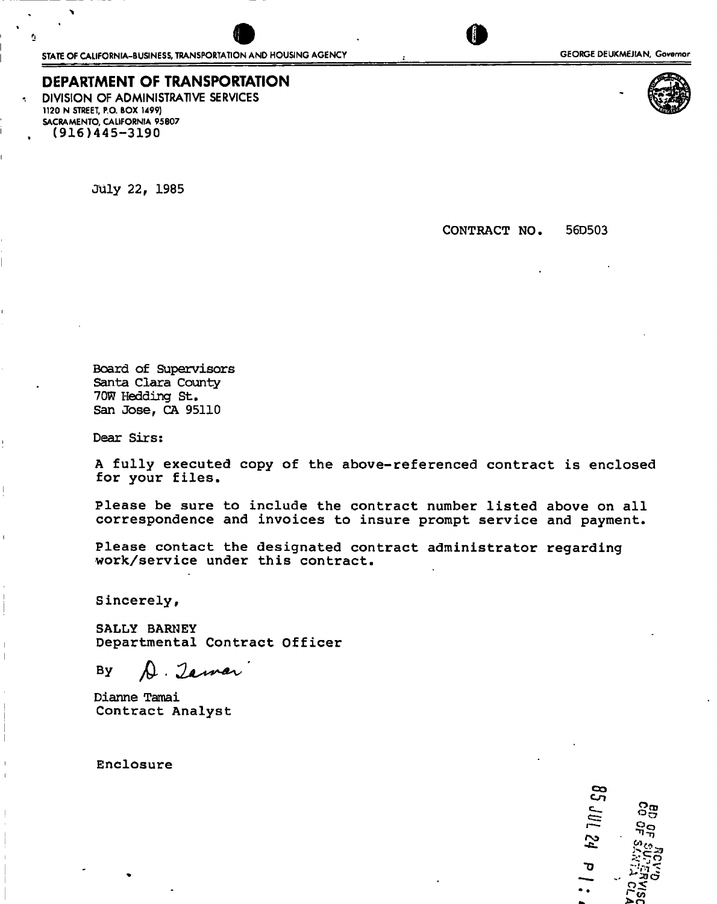STATE OF CALIFORNIA—BUSINESS, TRANSPORTATION AND HOUSING AGENCY GEORGE DEUKMEJIAN, Governor

# DEPARTMENT OF TRANSPORTATION

DIVISION OF ADMINISTRATIVE SERVICES
1120 N STREET, P.O. BOX 1499)
SACRAMENTO, CALIFORNIA 95807
(916)445-3190

July 22, 1985

CONTRACT NO. 56D503

Board of Supervisors
Santa Clara County
70W Hedding St.
San Jose, CA 95110

Dear Sirs:

A fully executed copy of the above-referenced contract is enclosed for your files.

Please be sure to include the contract number listed above on all correspondence and invoices to insure prompt service and payment.

Please contact the designated contract administrator regarding work/service under this contract.

Sincerely,

SALLY BARNEY
Departmental Contract Officer

By D. Tamai

Dianne Tamai
Contract Analyst

Enclosure

85 JUL 24 P 1:

RCV'D
BD OF SUPERVISORS
CO OF SANTA CLARA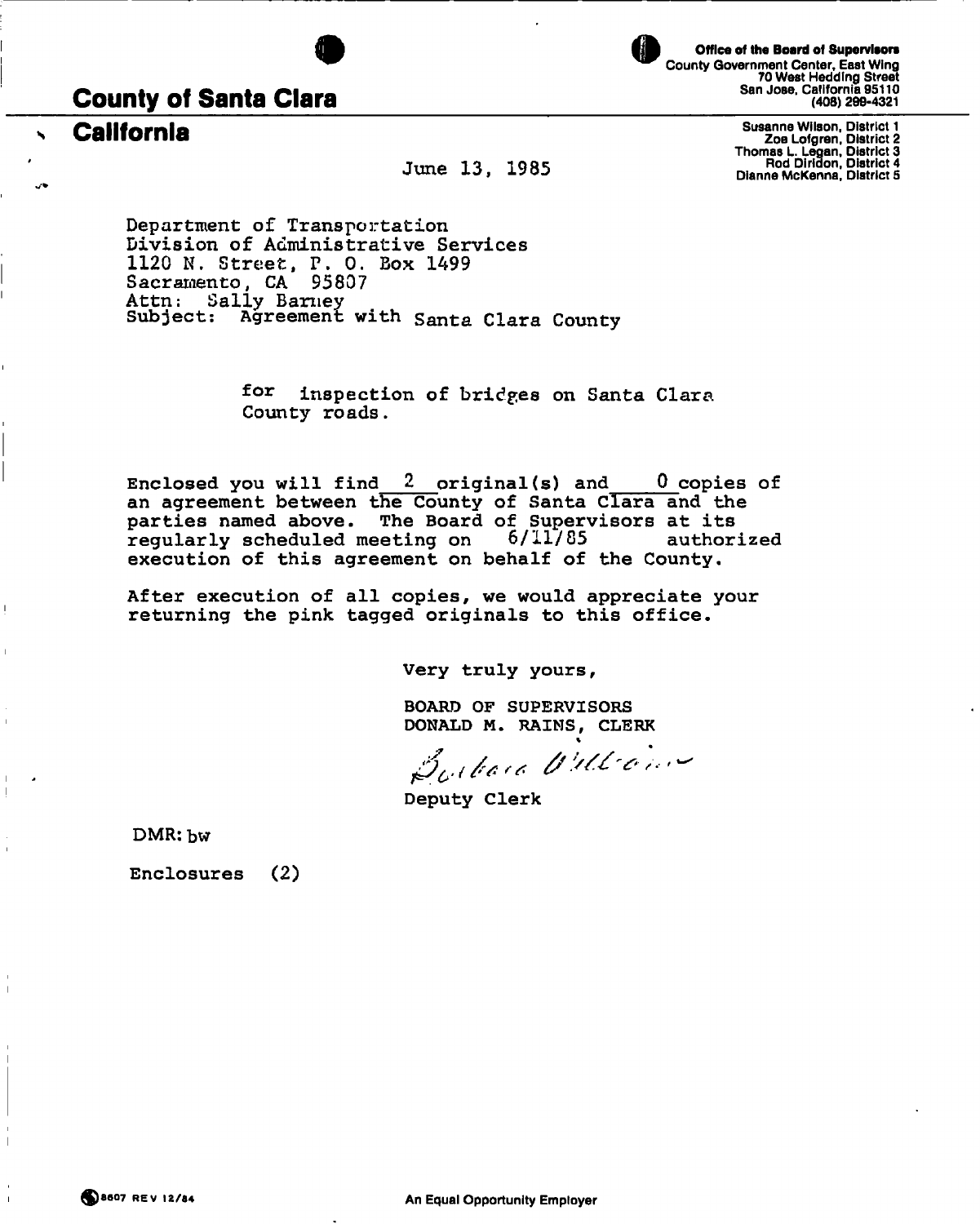**Office of the Board of Supervisors**
County Government Center, East Wing
70 West Hedding Street
San Jose, California 95110
(408) 299-4321

# County of Santa Clara
## California

Susanne Wilson, District 1
Zoe Lofgren, District 2
Thomas L. Legan, District 3
Rod Diridon, District 4
Dianne McKenna, District 5

June 13, 1985

Department of Transportation
Division of Administrative Services
1120 N. Street, P. O. Box 1499
Sacramento, CA 95807
Attn: Sally Barney
Subject: Agreement with Santa Clara County

for inspection of bridges on Santa Clara County roads.

Enclosed you will find 2 original(s) and 0 copies of an agreement between the County of Santa Clara and the parties named above. The Board of Supervisors at its regularly scheduled meeting on 6/11/85 authorized execution of this agreement on behalf of the County.

After execution of all copies, we would appreciate your returning the pink tagged originals to this office.

Very truly yours,

BOARD OF SUPERVISORS
DONALD M. RAINS, CLERK

Barbara Williams

Deputy Clerk

DMR: bw

Enclosures (2)

8607 REV 12/84

An Equal Opportunity Employer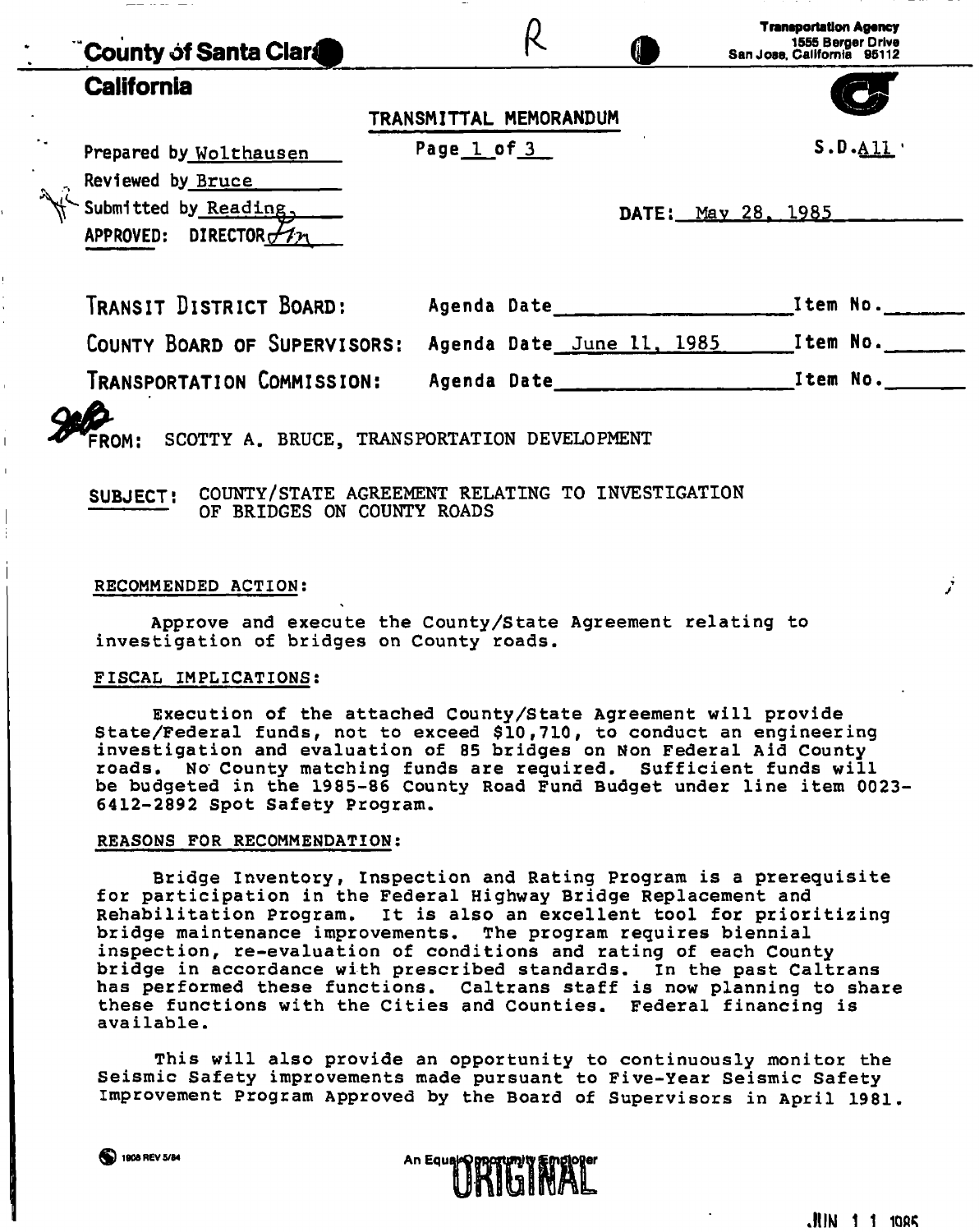County of Santa Clara
California

Transportation Agency
1555 Berger Drive
San Jose, California 95112

R

## TRANSMITTAL MEMORANDUM

Prepared by Wolthausen
Reviewed by Bruce
Submitted by Reading
APPROVED: DIRECTOR

Page 1 of 3

S.D.All

DATE: May 28, 1985

| | | |
|---|---|---|
| TRANSIT DISTRICT BOARD: | Agenda Date | Item No. |
| COUNTY BOARD OF SUPERVISORS: | Agenda Date June 11, 1985 | Item No. |
| TRANSPORTATION COMMISSION: | Agenda Date | Item No. |

FROM: SCOTTY A. BRUCE, TRANSPORTATION DEVELOPMENT

SUBJECT: COUNTY/STATE AGREEMENT RELATING TO INVESTIGATION OF BRIDGES ON COUNTY ROADS

RECOMMENDED ACTION:

Approve and execute the County/State Agreement relating to investigation of bridges on County roads.

FISCAL IMPLICATIONS:

Execution of the attached County/State Agreement will provide State/Federal funds, not to exceed $10,710, to conduct an engineering investigation and evaluation of 85 bridges on Non Federal Aid County roads. No County matching funds are required. Sufficient funds will be budgeted in the 1985-86 County Road Fund Budget under line item 0023-6412-2892 Spot Safety Program.

REASONS FOR RECOMMENDATION:

Bridge Inventory, Inspection and Rating Program is a prerequisite for participation in the Federal Highway Bridge Replacement and Rehabilitation Program. It is also an excellent tool for prioritizing bridge maintenance improvements. The program requires biennial inspection, re-evaluation of conditions and rating of each County bridge in accordance with prescribed standards. In the past Caltrans has performed these functions. Caltrans staff is now planning to share these functions with the Cities and Counties. Federal financing is available.

This will also provide an opportunity to continuously monitor the Seismic Safety improvements made pursuant to Five-Year Seismic Safety Improvement Program Approved by the Board of Supervisors in April 1981.

1908 REV 5/84

An Equal Opportunity Employer

ORIGINAL

JUN 11 1985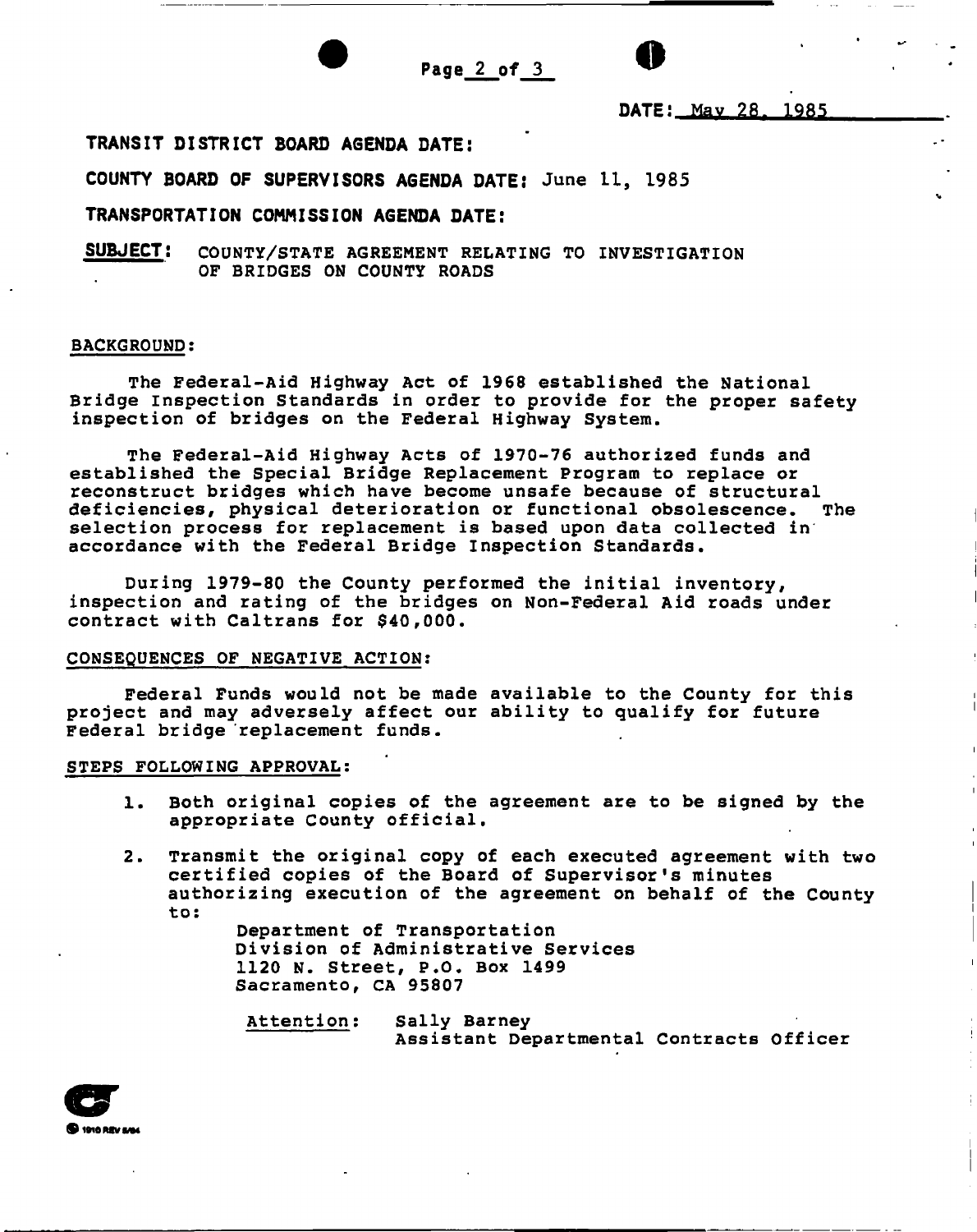DATE: May 28, 1985

**TRANSIT DISTRICT BOARD AGENDA DATE:**

**COUNTY BOARD OF SUPERVISORS AGENDA DATE:** June 11, 1985

**TRANSPORTATION COMMISSION AGENDA DATE:**

**SUBJECT:** COUNTY/STATE AGREEMENT RELATING TO INVESTIGATION OF BRIDGES ON COUNTY ROADS

BACKGROUND:

The Federal-Aid Highway Act of 1968 established the National Bridge Inspection Standards in order to provide for the proper safety inspection of bridges on the Federal Highway System.

The Federal-Aid Highway Acts of 1970-76 authorized funds and established the Special Bridge Replacement Program to replace or reconstruct bridges which have become unsafe because of structural deficiencies, physical deterioration or functional obsolescence. The selection process for replacement is based upon data collected in accordance with the Federal Bridge Inspection Standards.

During 1979-80 the County performed the initial inventory, inspection and rating of the bridges on Non-Federal Aid roads under contract with Caltrans for $40,000.

CONSEQUENCES OF NEGATIVE ACTION:

Federal Funds would not be made available to the County for this project and may adversely affect our ability to qualify for future Federal bridge replacement funds.

STEPS FOLLOWING APPROVAL:

1. Both original copies of the agreement are to be signed by the appropriate County official.
2. Transmit the original copy of each executed agreement with two certified copies of the Board of Supervisor's minutes authorizing execution of the agreement on behalf of the County to:

   Department of Transportation
   Division of Administrative Services
   1120 N. Street, P.O. Box 1499
   Sacramento, CA 95807

   Attention: Sally Barney
   Assistant Departmental Contracts Officer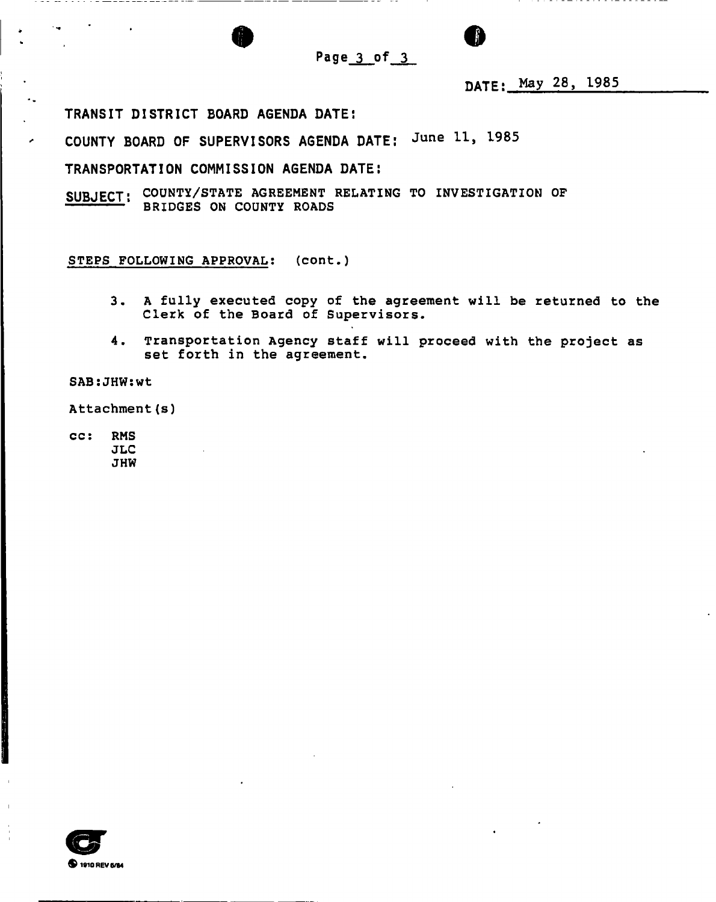DATE: May 28, 1985

TRANSIT DISTRICT BOARD AGENDA DATE:

COUNTY BOARD OF SUPERVISORS AGENDA DATE: June 11, 1985

TRANSPORTATION COMMISSION AGENDA DATE:

SUBJECT: COUNTY/STATE AGREEMENT RELATING TO INVESTIGATION OF BRIDGES ON COUNTY ROADS

STEPS FOLLOWING APPROVAL: (cont.)

3. A fully executed copy of the agreement will be returned to the Clerk of the Board of Supervisors.
4. Transportation Agency staff will proceed with the project as set forth in the agreement.

SAB:JHW:wt

Attachment(s)

cc: RMS
JLC
JHW

1910 REV 6/84